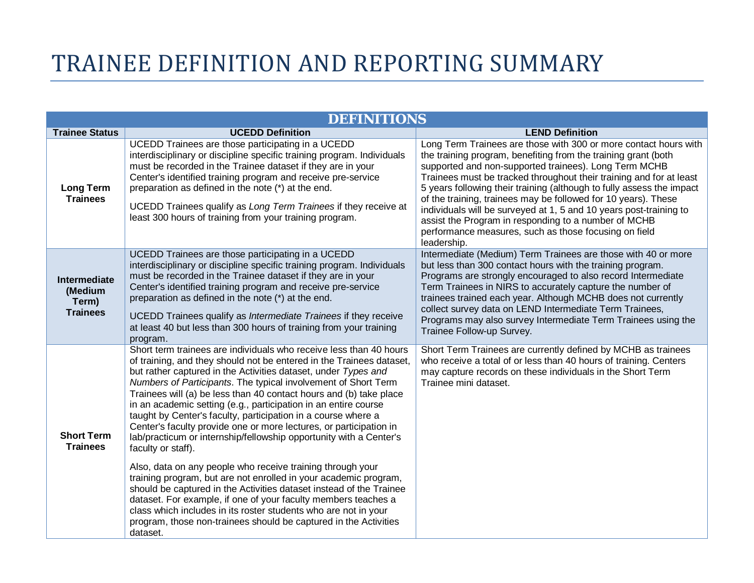# TRAINEE DEFINITION AND REPORTING SUMMARY

| DEFINITIONS | | |
|---|---|---|
| **Trainee Status** | **UCEDD Definition** | **LEND Definition** |
| **Long Term Trainees** | UCEDD Trainees are those participating in a UCEDD interdisciplinary or discipline specific training program. Individuals must be recorded in the Trainee dataset if they are in your Center's identified training program and receive pre-service preparation as defined in the note (*) at the end.<br><br>UCEDD Trainees qualify as *Long Term Trainees* if they receive at least 300 hours of training from your training program. | Long Term Trainees are those with 300 or more contact hours with the training program, benefiting from the training grant (both supported and non-supported trainees). Long Term MCHB Trainees must be tracked throughout their training and for at least 5 years following their training (although to fully assess the impact of the training, trainees may be followed for 10 years). These individuals will be surveyed at 1, 5 and 10 years post-training to assist the Program in responding to a number of MCHB performance measures, such as those focusing on field leadership. |
| **Intermediate (Medium Term) Trainees** | UCEDD Trainees are those participating in a UCEDD interdisciplinary or discipline specific training program. Individuals must be recorded in the Trainee dataset if they are in your Center's identified training program and receive pre-service preparation as defined in the note (*) at the end.<br><br>UCEDD Trainees qualify as *Intermediate Trainees* if they receive at least 40 but less than 300 hours of training from your training program. | Intermediate (Medium) Term Trainees are those with 40 or more but less than 300 contact hours with the training program. Programs are strongly encouraged to also record Intermediate Term Trainees in NIRS to accurately capture the number of trainees trained each year. Although MCHB does not currently collect survey data on LEND Intermediate Term Trainees, Programs may also survey Intermediate Term Trainees using the Trainee Follow-up Survey. |
| **Short Term Trainees** | Short term trainees are individuals who receive less than 40 hours of training, and they should not be entered in the Trainees dataset, but rather captured in the Activities dataset, under *Types and Numbers of Participants*. The typical involvement of Short Term Trainees will (a) be less than 40 contact hours and (b) take place in an academic setting (e.g., participation in an entire course taught by Center's faculty, participation in a course where a Center's faculty provide one or more lectures, or participation in lab/practicum or internship/fellowship opportunity with a Center's faculty or staff).<br><br>Also, data on any people who receive training through your training program, but are not enrolled in your academic program, should be captured in the Activities dataset instead of the Trainee dataset. For example, if one of your faculty members teaches a class which includes in its roster students who are not in your program, those non-trainees should be captured in the Activities dataset. | Short Term Trainees are currently defined by MCHB as trainees who receive a total of or less than 40 hours of training. Centers may capture records on these individuals in the Short Term Trainee mini dataset. |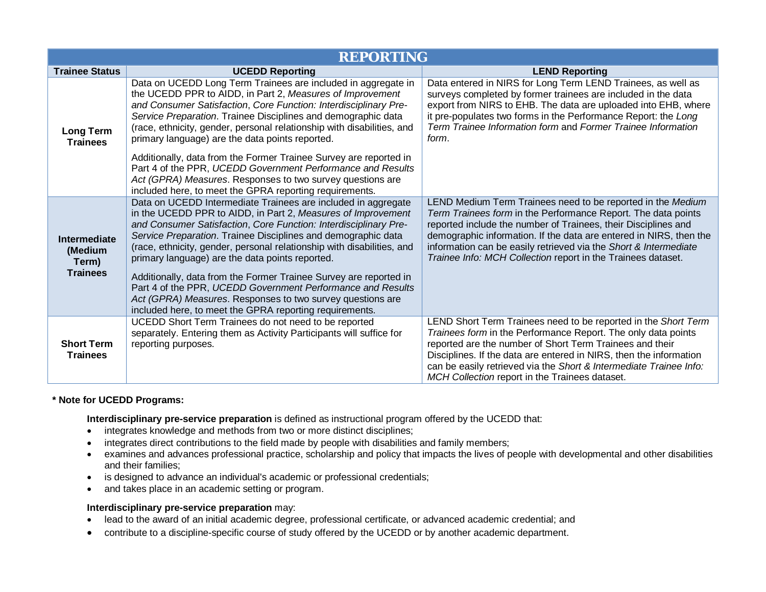| REPORTING | | |
|---|---|---|
| **Trainee Status** | **UCEDD Reporting** | **LEND Reporting** |
| **Long Term Trainees** | Data on UCEDD Long Term Trainees are included in aggregate in the UCEDD PPR to AIDD, in Part 2, *Measures of Improvement and Consumer Satisfaction*, *Core Function: Interdisciplinary Pre-Service Preparation*. Trainee Disciplines and demographic data (race, ethnicity, gender, personal relationship with disabilities, and primary language) are the data points reported.<br><br>Additionally, data from the Former Trainee Survey are reported in Part 4 of the PPR, *UCEDD Government Performance and Results Act (GPRA) Measures*. Responses to two survey questions are included here, to meet the GPRA reporting requirements. | Data entered in NIRS for Long Term LEND Trainees, as well as surveys completed by former trainees are included in the data export from NIRS to EHB. The data are uploaded into EHB, where it pre-populates two forms in the Performance Report: the *Long Term Trainee Information form* and *Former Trainee Information form*. |
| **Intermediate (Medium Term) Trainees** | Data on UCEDD Intermediate Trainees are included in aggregate in the UCEDD PPR to AIDD, in Part 2, *Measures of Improvement and Consumer Satisfaction*, *Core Function: Interdisciplinary Pre-Service Preparation*. Trainee Disciplines and demographic data (race, ethnicity, gender, personal relationship with disabilities, and primary language) are the data points reported.<br><br>Additionally, data from the Former Trainee Survey are reported in Part 4 of the PPR, *UCEDD Government Performance and Results Act (GPRA) Measures*. Responses to two survey questions are included here, to meet the GPRA reporting requirements. | LEND Medium Term Trainees need to be reported in the *Medium Term Trainees form* in the Performance Report. The data points reported include the number of Trainees, their Disciplines and demographic information. If the data are entered in NIRS, then the information can be easily retrieved via the *Short & Intermediate Trainee Info: MCH Collection* report in the Trainees dataset. |
| **Short Term Trainees** | UCEDD Short Term Trainees do not need to be reported separately. Entering them as Activity Participants will suffice for reporting purposes. | LEND Short Term Trainees need to be reported in the *Short Term Trainees form* in the Performance Report. The only data points reported are the number of Short Term Trainees and their Disciplines. If the data are entered in NIRS, then the information can be easily retrieved via the *Short & Intermediate Trainee Info: MCH Collection* report in the Trainees dataset. |

**\* Note for UCEDD Programs:**

**Interdisciplinary pre-service preparation** is defined as instructional program offered by the UCEDD that:

- integrates knowledge and methods from two or more distinct disciplines;
- integrates direct contributions to the field made by people with disabilities and family members;
- examines and advances professional practice, scholarship and policy that impacts the lives of people with developmental and other disabilities and their families;
- is designed to advance an individual's academic or professional credentials;
- and takes place in an academic setting or program.

**Interdisciplinary pre-service preparation** may:

- lead to the award of an initial academic degree, professional certificate, or advanced academic credential; and
- contribute to a discipline-specific course of study offered by the UCEDD or by another academic department.